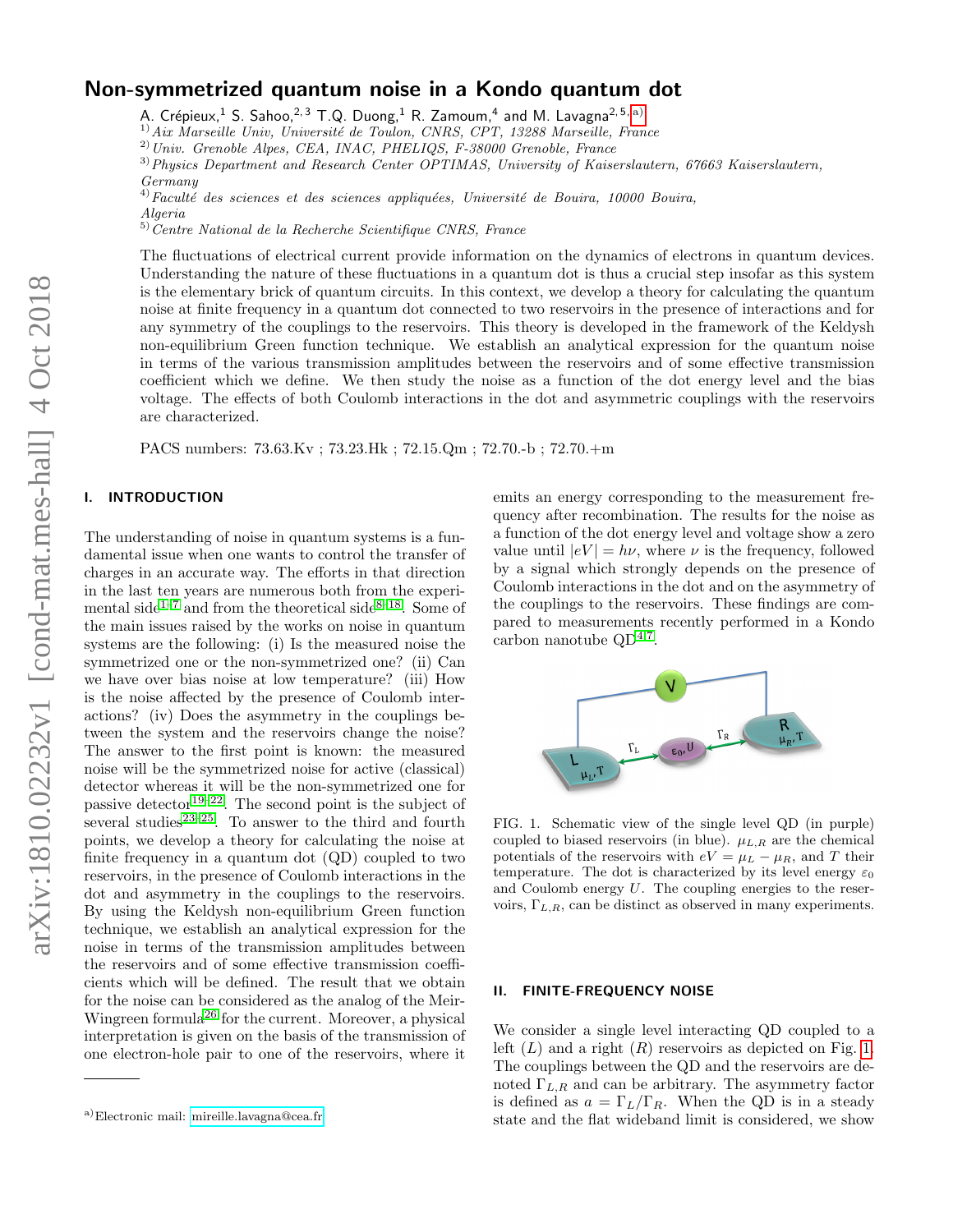# Non-symmetrized quantum noise in a Kondo quantum dot

A. Crépieux,[1] S. Sahoo,[2,3] T.Q. Duong,[1] R. Zamoum,[4] and M. Lavagna[2,5,a)]

[1] Aix Marseille Univ, Université de Toulon, CNRS, CPT, 13288 Marseille, France
[2] Univ. Grenoble Alpes, CEA, INAC, PHELIQS, F-38000 Grenoble, France
[3] Physics Department and Research Center OPTIMAS, University of Kaiserslautern, 67663 Kaiserslautern, Germany
[4] Faculté des sciences et des sciences appliquées, Université de Bouira, 10000 Bouira, Algeria
[5] Centre National de la Recherche Scientifique CNRS, France

The fluctuations of electrical current provide information on the dynamics of electrons in quantum devices. Understanding the nature of these fluctuations in a quantum dot is thus a crucial step insofar as this system is the elementary brick of quantum circuits. In this context, we develop a theory for calculating the quantum noise at finite frequency in a quantum dot connected to two reservoirs in the presence of interactions and for any symmetry of the couplings to the reservoirs. This theory is developed in the framework of the Keldysh non-equilibrium Green function technique. We establish an analytical expression for the quantum noise in terms of the various transmission amplitudes between the reservoirs and of some effective transmission coefficient which we define. We then study the noise as a function of the dot energy level and the bias voltage. The effects of both Coulomb interactions in the dot and asymmetric couplings with the reservoirs are characterized.

PACS numbers: 73.63.Kv ; 73.23.Hk ; 72.15.Qm ; 72.70.-b ; 72.70.+m

## I. INTRODUCTION

The understanding of noise in quantum systems is a fundamental issue when one wants to control the transfer of charges in an accurate way. The efforts in that direction in the last ten years are numerous both from the experimental side[1–7] and from the theoretical side[8–18]. Some of the main issues raised by the works on noise in quantum systems are the following: (i) Is the measured noise the symmetrized one or the non-symmetrized one? (ii) Can we have over bias noise at low temperature? (iii) How is the noise affected by the presence of Coulomb interactions? (iv) Does the asymmetry in the couplings between the system and the reservoirs change the noise? The answer to the first point is known: the measured noise will be the symmetrized noise for active (classical) detector whereas it will be the non-symmetrized one for passive detector[19–22]. The second point is the subject of several studies[23–25]. To answer to the third and fourth points, we develop a theory for calculating the noise at finite frequency in a quantum dot (QD) coupled to two reservoirs, in the presence of Coulomb interactions in the dot and asymmetry in the couplings to the reservoirs. By using the Keldysh non-equilibrium Green function technique, we establish an analytical expression for the noise in terms of the transmission amplitudes between the reservoirs and of some effective transmission coefficients which will be defined. The result that we obtain for the noise can be considered as the analog of the Meir-Wingreen formula[26] for the current. Moreover, a physical interpretation is given on the basis of the transmission of one electron-hole pair to one of the reservoirs, where it emits an energy corresponding to the measurement frequency after recombination. The results for the noise as a function of the dot energy level and voltage show a zero value until $|eV| = h\nu$, where $\nu$ is the frequency, followed by a signal which strongly depends on the presence of Coulomb interactions in the dot and on the asymmetry of the couplings to the reservoirs. These findings are compared to measurements recently performed in a Kondo carbon nanotube QD[4,7].

FIG. 1. Schematic view of the single level QD (in purple) coupled to biased reservoirs (in blue). $\mu_{L,R}$ are the chemical potentials of the reservoirs with $eV = \mu_L - \mu_R$, and $T$ their temperature. The dot is characterized by its level energy $\varepsilon_0$ and Coulomb energy $U$. The coupling energies to the reservoirs, $\Gamma_{L,R}$, can be distinct as observed in many experiments.

## II. FINITE-FREQUENCY NOISE

We consider a single level interacting QD coupled to a left ($L$) and a right ($R$) reservoirs as depicted on Fig. 1. The couplings between the QD and the reservoirs are denoted $\Gamma_{L,R}$ and can be arbitrary. The asymmetry factor is defined as $a = \Gamma_L/\Gamma_R$. When the QD is in a steady state and the flat wideband limit is considered, we show

---

a) Electronic mail: mireille.lavagna@cea.fr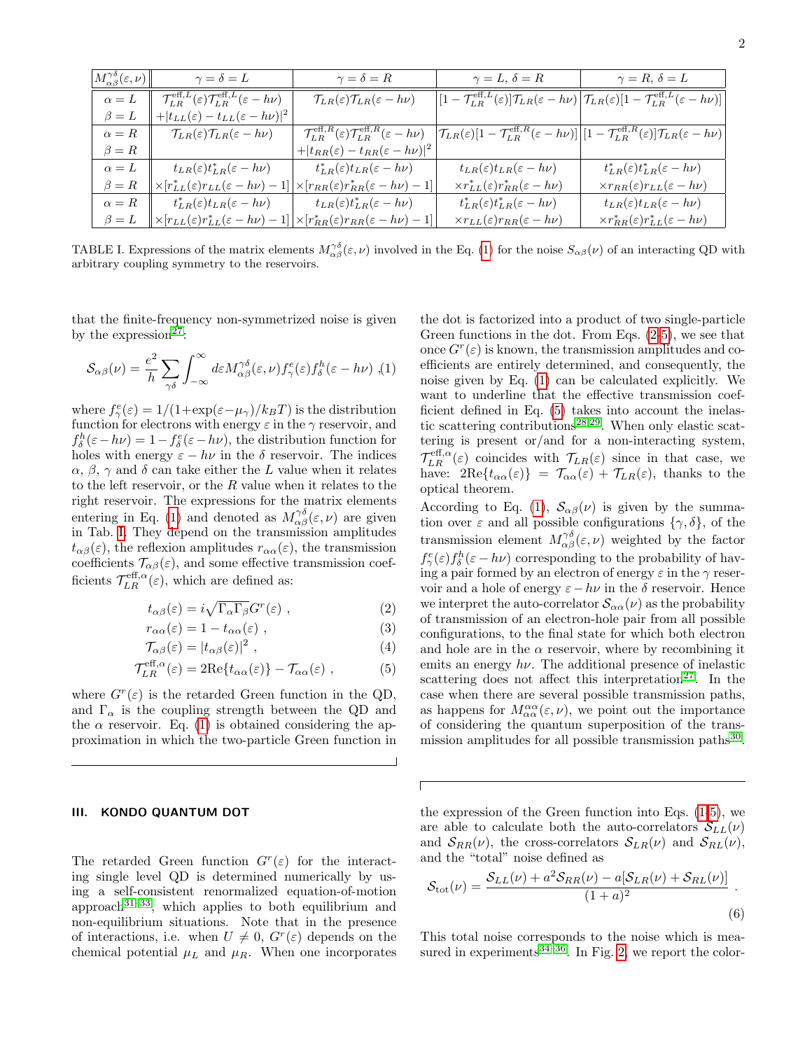| $M_{\alpha\beta}^{\gamma\delta}(\varepsilon,\nu)$ | $\gamma=\delta=L$ | $\gamma=\delta=R$ | $\gamma=L,\,\delta=R$ | $\gamma=R,\,\delta=L$ |
|---|---|---|---|---|
| $\alpha=L$, $\beta=L$ | $\mathcal{T}_{LR}^{\text{eff},L}(\varepsilon)\mathcal{T}_{LR}^{\text{eff},L}(\varepsilon-h\nu)$ $+\lvert t_{LL}(\varepsilon)-t_{LL}(\varepsilon-h\nu)\rvert^2$ | $\mathcal{T}_{LR}(\varepsilon)\mathcal{T}_{LR}(\varepsilon-h\nu)$ | $[1-\mathcal{T}_{LR}^{\text{eff},L}(\varepsilon)]\mathcal{T}_{LR}(\varepsilon-h\nu)$ | $\mathcal{T}_{LR}(\varepsilon)[1-\mathcal{T}_{LR}^{\text{eff},L}(\varepsilon-h\nu)]$ |
| $\alpha=R$, $\beta=R$ | $\mathcal{T}_{LR}(\varepsilon)\mathcal{T}_{LR}(\varepsilon-h\nu)$ | $\mathcal{T}_{LR}^{\text{eff},R}(\varepsilon)\mathcal{T}_{LR}^{\text{eff},R}(\varepsilon-h\nu)$ $+\lvert t_{RR}(\varepsilon)-t_{RR}(\varepsilon-h\nu)\rvert^2$ | $\mathcal{T}_{LR}(\varepsilon)[1-\mathcal{T}_{LR}^{\text{eff},R}(\varepsilon-h\nu)]$ | $[1-\mathcal{T}_{LR}^{\text{eff},R}(\varepsilon)]\mathcal{T}_{LR}(\varepsilon-h\nu)$ |
| $\alpha=L$, $\beta=R$ | $t_{LR}(\varepsilon)t_{LR}^*(\varepsilon-h\nu)$ $\times[r_{LL}^*(\varepsilon)r_{LL}(\varepsilon-h\nu)-1]$ | $t_{LR}^*(\varepsilon)t_{LR}(\varepsilon-h\nu)$ $\times[r_{RR}(\varepsilon)r_{RR}^*(\varepsilon-h\nu)-1]$ | $t_{LR}(\varepsilon)t_{LR}(\varepsilon-h\nu)$ $\times r_{LL}^*(\varepsilon)r_{RR}^*(\varepsilon-h\nu)$ | $t_{LR}^*(\varepsilon)t_{LR}^*(\varepsilon-h\nu)$ $\times r_{RR}(\varepsilon)r_{LL}(\varepsilon-h\nu)$ |
| $\alpha=R$, $\beta=L$ | $t_{LR}^*(\varepsilon)t_{LR}(\varepsilon-h\nu)$ $\times[r_{LL}(\varepsilon)r_{LL}^*(\varepsilon-h\nu)-1]$ | $t_{LR}(\varepsilon)t_{LR}^*(\varepsilon-h\nu)$ $\times[r_{RR}^*(\varepsilon)r_{RR}(\varepsilon-h\nu)-1]$ | $t_{LR}^*(\varepsilon)t_{LR}^*(\varepsilon-h\nu)$ $\times r_{LL}(\varepsilon)r_{RR}(\varepsilon-h\nu)$ | $t_{LR}(\varepsilon)t_{LR}(\varepsilon-h\nu)$ $\times r_{RR}^*(\varepsilon)r_{LL}^*(\varepsilon-h\nu)$ |

TABLE I. Expressions of the matrix elements $M_{\alpha\beta}^{\gamma\delta}(\varepsilon,\nu)$ involved in the Eq. (1) for the noise $S_{\alpha\beta}(\nu)$ of an interacting QD with arbitrary coupling symmetry to the reservoirs.

that the finite-frequency non-symmetrized noise is given by the expression[27]:

$$\mathcal{S}_{\alpha\beta}(\nu)=\frac{e^2}{h}\sum_{\gamma\delta}\int_{-\infty}^{\infty}d\varepsilon M_{\alpha\beta}^{\gamma\delta}(\varepsilon,\nu)f_\gamma^e(\varepsilon)f_\delta^h(\varepsilon-h\nu)\ ,\tag{1}$$

where $f_\gamma^e(\varepsilon)=1/(1+\exp(\varepsilon-\mu_\gamma)/k_BT)$ is the distribution function for electrons with energy $\varepsilon$ in the $\gamma$ reservoir, and $f_\delta^h(\varepsilon-h\nu)=1-f_\delta^e(\varepsilon-h\nu)$, the distribution function for holes with energy $\varepsilon-h\nu$ in the $\delta$ reservoir. The indices $\alpha$, $\beta$, $\gamma$ and $\delta$ can take either the $L$ value when it relates to the left reservoir, or the $R$ value when it relates to the right reservoir. The expressions for the matrix elements entering in Eq. (1) and denoted as $M_{\alpha\beta}^{\gamma\delta}(\varepsilon,\nu)$ are given in Tab. I. They depend on the transmission amplitudes $t_{\alpha\beta}(\varepsilon)$, the reflexion amplitudes $r_{\alpha\alpha}(\varepsilon)$, the transmission coefficients $\mathcal{T}_{\alpha\beta}(\varepsilon)$, and some effective transmission coefficients $\mathcal{T}_{LR}^{\text{eff},\alpha}(\varepsilon)$, which are defined as:

$$t_{\alpha\beta}(\varepsilon)=i\sqrt{\Gamma_\alpha\Gamma_\beta}G^r(\varepsilon)\ ,\tag{2}$$

$$r_{\alpha\alpha}(\varepsilon)=1-t_{\alpha\alpha}(\varepsilon)\ ,\tag{3}$$

$$\mathcal{T}_{\alpha\beta}(\varepsilon)=|t_{\alpha\beta}(\varepsilon)|^2\ ,\tag{4}$$

$$\mathcal{T}_{LR}^{\text{eff},\alpha}(\varepsilon)=2\text{Re}\{t_{\alpha\alpha}(\varepsilon)\}-\mathcal{T}_{\alpha\alpha}(\varepsilon)\ ,\tag{5}$$

where $G^r(\varepsilon)$ is the retarded Green function in the QD, and $\Gamma_\alpha$ is the coupling strength between the QD and the $\alpha$ reservoir. Eq. (1) is obtained considering the approximation in which the two-particle Green function in the dot is factorized into a product of two single-particle Green functions in the dot. From Eqs. (2-5), we see that once $G^r(\varepsilon)$ is known, the transmission amplitudes and coefficients are entirely determined, and consequently, the noise given by Eq. (1) can be calculated explicitly. We want to underline that the effective transmission coefficient defined in Eq. (5) takes into account the inelastic scattering contributions[28,29]. When only elastic scattering is present or/and for a non-interacting system, $\mathcal{T}_{LR}^{\text{eff},\alpha}(\varepsilon)$ coincides with $\mathcal{T}_{LR}(\varepsilon)$ since in that case, we have: $2\text{Re}\{t_{\alpha\alpha}(\varepsilon)\}=\mathcal{T}_{\alpha\alpha}(\varepsilon)+\mathcal{T}_{LR}(\varepsilon)$, thanks to the optical theorem.

According to Eq. (1), $\mathcal{S}_{\alpha\beta}(\nu)$ is given by the summation over $\varepsilon$ and all possible configurations $\{\gamma,\delta\}$, of the transmission element $M_{\alpha\beta}^{\gamma\delta}(\varepsilon,\nu)$ weighted by the factor $f_\gamma^e(\varepsilon)f_\delta^h(\varepsilon-h\nu)$ corresponding to the probability of having a pair formed by an electron of energy $\varepsilon$ in the $\gamma$ reservoir and a hole of energy $\varepsilon-h\nu$ in the $\delta$ reservoir. Hence we interpret the auto-correlator $\mathcal{S}_{\alpha\alpha}(\nu)$ as the probability of transmission of an electron-hole pair from all possible configurations, to the final state for which both electron and hole are in the $\alpha$ reservoir, where by recombining it emits an energy $h\nu$. The additional presence of inelastic scattering does not affect this interpretation[27]. In the case when there are several possible transmission paths, as happens for $M_{\alpha\alpha}^{\alpha\alpha}(\varepsilon,\nu)$, we point out the importance of considering the quantum superposition of the transmission amplitudes for all possible transmission paths[30].

## III. KONDO QUANTUM DOT

The retarded Green function $G^r(\varepsilon)$ for the interacting single level QD is determined numerically by using a self-consistent renormalized equation-of-motion approach[31–33], which applies to both equilibrium and non-equilibrium situations. Note that in the presence of interactions, i.e. when $U\neq 0$, $G^r(\varepsilon)$ depends on the chemical potential $\mu_L$ and $\mu_R$. When one incorporates the expression of the Green function into Eqs. (1-5), we are able to calculate both the auto-correlators $\mathcal{S}_{LL}(\nu)$ and $\mathcal{S}_{RR}(\nu)$, the cross-correlators $\mathcal{S}_{LR}(\nu)$ and $\mathcal{S}_{RL}(\nu)$, and the "total" noise defined as

$$\mathcal{S}_{\text{tot}}(\nu)=\frac{\mathcal{S}_{LL}(\nu)+a^2\mathcal{S}_{RR}(\nu)-a[\mathcal{S}_{LR}(\nu)+\mathcal{S}_{RL}(\nu)]}{(1+a)^2}\ .\tag{6}$$

This total noise corresponds to the noise which is measured in experiments[34–36]. In Fig. 2, we report the color-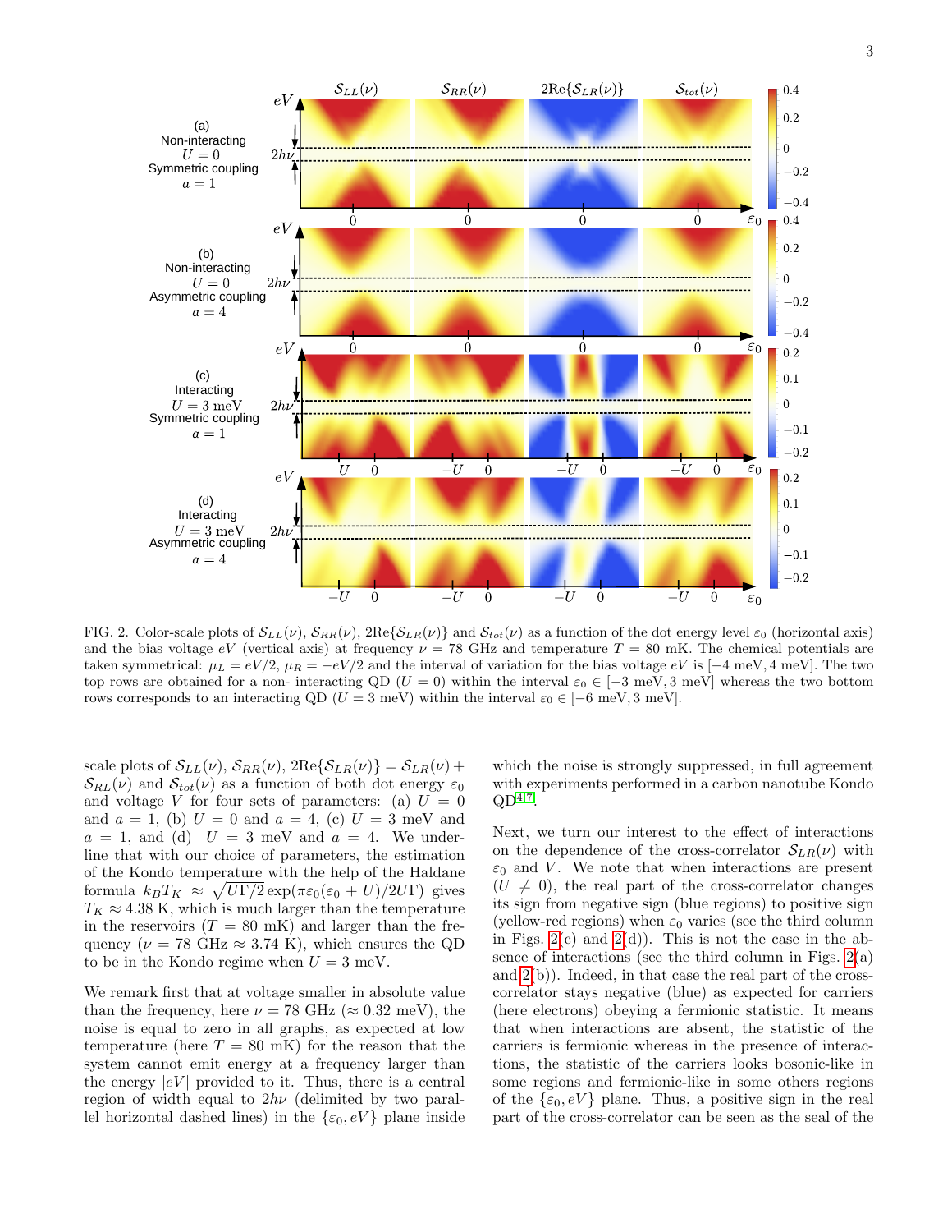FIG. 2. Color-scale plots of $\mathcal{S}_{LL}(\nu)$, $\mathcal{S}_{RR}(\nu)$, $2\text{Re}\{\mathcal{S}_{LR}(\nu)\}$ and $\mathcal{S}_{tot}(\nu)$ as a function of the dot energy level $\varepsilon_0$ (horizontal axis) and the bias voltage $eV$ (vertical axis) at frequency $\nu = 78$ GHz and temperature $T = 80$ mK. The chemical potentials are taken symmetrical: $\mu_L = eV/2$, $\mu_R = -eV/2$ and the interval of variation for the bias voltage $eV$ is $[-4\text{ meV}, 4\text{ meV}]$. The two top rows are obtained for a non- interacting QD ($U = 0$) within the interval $\varepsilon_0 \in [-3\text{ meV}, 3\text{ meV}]$ whereas the two bottom rows corresponds to an interacting QD ($U = 3$ meV) within the interval $\varepsilon_0 \in [-6\text{ meV}, 3\text{ meV}]$.

scale plots of $\mathcal{S}_{LL}(\nu)$, $\mathcal{S}_{RR}(\nu)$, $2\text{Re}\{\mathcal{S}_{LR}(\nu)\} = \mathcal{S}_{LR}(\nu) + \mathcal{S}_{RL}(\nu)$ and $\mathcal{S}_{tot}(\nu)$ as a function of both dot energy $\varepsilon_0$ and voltage $V$ for four sets of parameters: (a) $U = 0$ and $a = 1$, (b) $U = 0$ and $a = 4$, (c) $U = 3$ meV and $a = 1$, and (d) $U = 3$ meV and $a = 4$. We underline that with our choice of parameters, the estimation of the Kondo temperature with the help of the Haldane formula $k_BT_K \approx \sqrt{U\Gamma/2}\exp(\pi\varepsilon_0(\varepsilon_0 + U)/2U\Gamma)$ gives $T_K \approx 4.38$ K, which is much larger than the temperature in the reservoirs ($T = 80$ mK) and larger than the frequency ($\nu = 78$ GHz $\approx 3.74$ K), which ensures the QD to be in the Kondo regime when $U = 3$ meV.

We remark first that at voltage smaller in absolute value than the frequency, here $\nu = 78$ GHz ($\approx 0.32$ meV), the noise is equal to zero in all graphs, as expected at low temperature (here $T = 80$ mK) for the reason that the system cannot emit energy at a frequency larger than the energy $|eV|$ provided to it. Thus, there is a central region of width equal to $2h\nu$ (delimited by two parallel horizontal dashed lines) in the $\{\varepsilon_0, eV\}$ plane inside which the noise is strongly suppressed, in full agreement with experiments performed in a carbon nanotube Kondo QD[4,7].

Next, we turn our interest to the effect of interactions on the dependence of the cross-correlator $\mathcal{S}_{LR}(\nu)$ with $\varepsilon_0$ and $V$. We note that when interactions are present ($U \neq 0$), the real part of the cross-correlator changes its sign from negative sign (blue regions) to positive sign (yellow-red regions) when $\varepsilon_0$ varies (see the third column in Figs. 2(c) and 2(d)). This is not the case in the absence of interactions (see the third column in Figs. 2(a) and 2(b)). Indeed, in that case the real part of the cross-correlator stays negative (blue) as expected for carriers (here electrons) obeying a fermionic statistic. It means that when interactions are absent, the statistic of the carriers is fermionic whereas in the presence of interactions, the statistic of the carriers looks bosonic-like in some regions and fermionic-like in some others regions of the $\{\varepsilon_0, eV\}$ plane. Thus, a positive sign in the real part of the cross-correlator can be seen as the seal of the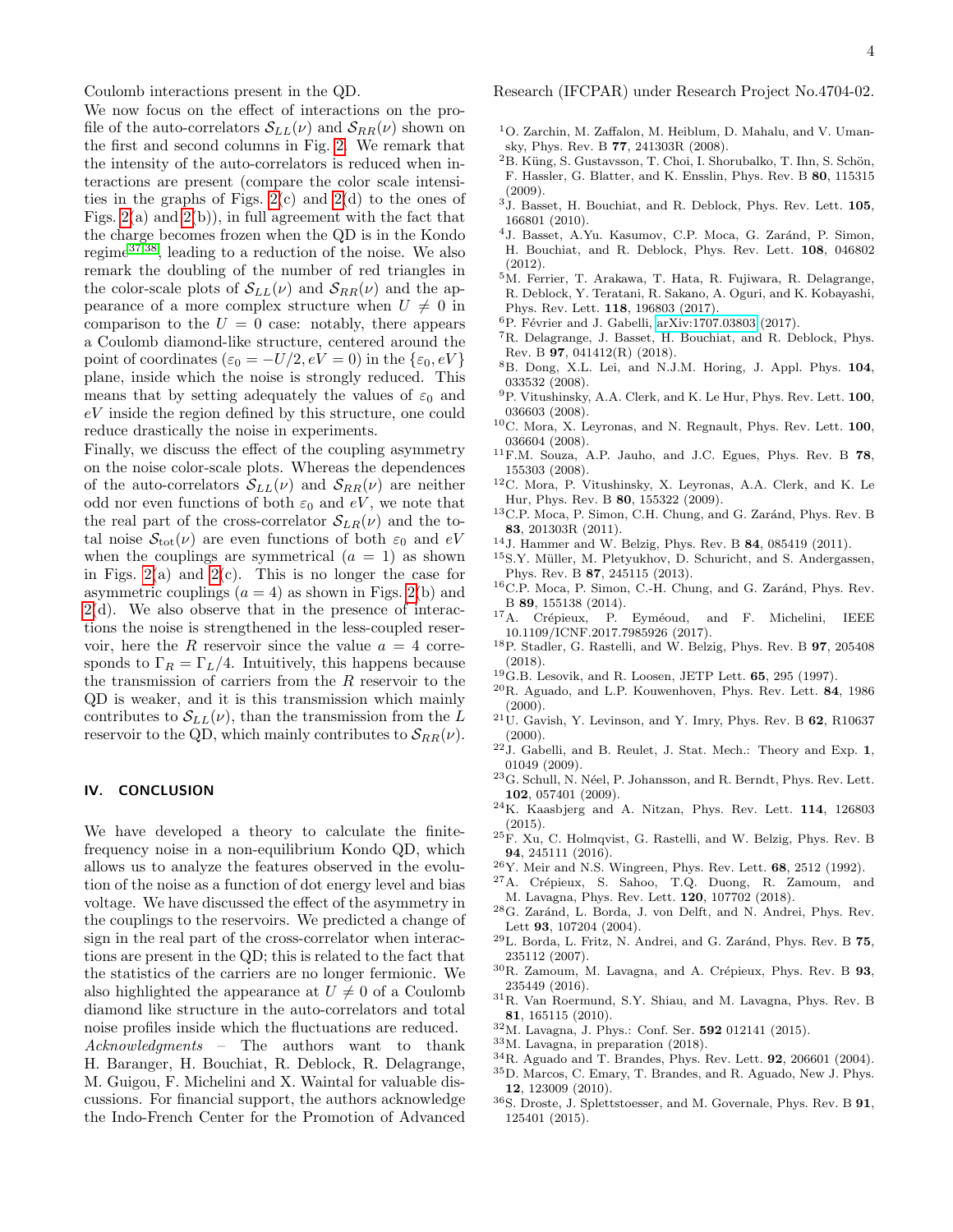Coulomb interactions present in the QD.

We now focus on the effect of interactions on the profile of the auto-correlators $\mathcal{S}_{LL}(\nu)$ and $\mathcal{S}_{RR}(\nu)$ shown on the first and second columns in Fig. 2. We remark that the intensity of the auto-correlators is reduced when interactions are present (compare the color scale intensities in the graphs of Figs. 2(c) and 2(d) to the ones of Figs. 2(a) and 2(b)), in full agreement with the fact that the charge becomes frozen when the QD is in the Kondo regime[37,38], leading to a reduction of the noise. We also remark the doubling of the number of red triangles in the color-scale plots of $\mathcal{S}_{LL}(\nu)$ and $\mathcal{S}_{RR}(\nu)$ and the appearance of a more complex structure when $U \neq 0$ in comparison to the $U = 0$ case: notably, there appears a Coulomb diamond-like structure, centered around the point of coordinates ($\varepsilon_0 = -U/2, eV = 0$) in the $\{\varepsilon_0, eV\}$ plane, inside which the noise is strongly reduced. This means that by setting adequately the values of $\varepsilon_0$ and $eV$ inside the region defined by this structure, one could reduce drastically the noise in experiments.

Finally, we discuss the effect of the coupling asymmetry on the noise color-scale plots. Whereas the dependences of the auto-correlators $\mathcal{S}_{LL}(\nu)$ and $\mathcal{S}_{RR}(\nu)$ are neither odd nor even functions of both $\varepsilon_0$ and $eV$, we note that the real part of the cross-correlator $\mathcal{S}_{LR}(\nu)$ and the total noise $\mathcal{S}_{\text{tot}}(\nu)$ are even functions of both $\varepsilon_0$ and $eV$ when the couplings are symmetrical ($a = 1$) as shown in Figs. 2(a) and 2(c). This is no longer the case for asymmetric couplings ($a = 4$) as shown in Figs. 2(b) and 2(d). We also observe that in the presence of interactions the noise is strengthened in the less-coupled reservoir, here the $R$ reservoir since the value $a = 4$ corresponds to $\Gamma_R = \Gamma_L/4$. Intuitively, this happens because the transmission of carriers from the $R$ reservoir to the QD is weaker, and it is this transmission which mainly contributes to $\mathcal{S}_{LL}(\nu)$, than the transmission from the $L$ reservoir to the QD, which mainly contributes to $\mathcal{S}_{RR}(\nu)$.

## IV. CONCLUSION

We have developed a theory to calculate the finite-frequency noise in a non-equilibrium Kondo QD, which allows us to analyze the features observed in the evolution of the noise as a function of dot energy level and bias voltage. We have discussed the effect of the asymmetry in the couplings to the reservoirs. We predicted a change of sign in the real part of the cross-correlator when interactions are present in the QD; this is related to the fact that the statistics of the carriers are no longer fermionic. We also highlighted the appearance at $U \neq 0$ of a Coulomb diamond like structure in the auto-correlators and total noise profiles inside which the fluctuations are reduced.

*Acknowledgments* – The authors want to thank H. Baranger, H. Bouchiat, R. Deblock, R. Delagrange, M. Guigou, F. Michelini and X. Waintal for valuable discussions. For financial support, the authors acknowledge the Indo-French Center for the Promotion of Advanced Research (IFCPAR) under Research Project No.4704-02.

[1] O. Zarchin, M. Zaffalon, M. Heiblum, D. Mahalu, and V. Umansky, Phys. Rev. B **77**, 241303R (2008).

[2] B. Küng, S. Gustavsson, T. Choi, I. Shorubalko, T. Ihn, S. Schön, F. Hassler, G. Blatter, and K. Ensslin, Phys. Rev. B **80**, 115315 (2009).

[3] J. Basset, H. Bouchiat, and R. Deblock, Phys. Rev. Lett. **105**, 166801 (2010).

[4] J. Basset, A.Yu. Kasumov, C.P. Moca, G. Zaránd, P. Simon, H. Bouchiat, and R. Deblock, Phys. Rev. Lett. **108**, 046802 (2012).

[5] M. Ferrier, T. Arakawa, T. Hata, R. Fujiwara, R. Delagrange, R. Deblock, Y. Teratani, R. Sakano, A. Oguri, and K. Kobayashi, Phys. Rev. Lett. **118**, 196803 (2017).

[6] P. Février and J. Gabelli, arXiv:1707.03803 (2017).

[7] R. Delagrange, J. Basset, H. Bouchiat, and R. Deblock, Phys. Rev. B **97**, 041412(R) (2018).

[8] B. Dong, X.L. Lei, and N.J.M. Horing, J. Appl. Phys. **104**, 033532 (2008).

[9] P. Vitushinsky, A.A. Clerk, and K. Le Hur, Phys. Rev. Lett. **100**, 036603 (2008).

[10] C. Mora, X. Leyronas, and N. Regnault, Phys. Rev. Lett. **100**, 036604 (2008).

[11] F.M. Souza, A.P. Jauho, and J.C. Egues, Phys. Rev. B **78**, 155303 (2008).

[12] C. Mora, P. Vitushinsky, X. Leyronas, A.A. Clerk, and K. Le Hur, Phys. Rev. B **80**, 155322 (2009).

[13] C.P. Moca, P. Simon, C.H. Chung, and G. Zaránd, Phys. Rev. B **83**, 201303R (2011).

[14] J. Hammer and W. Belzig, Phys. Rev. B **84**, 085419 (2011).

[15] S.Y. Müller, M. Pletyukhov, D. Schuricht, and S. Andergassen, Phys. Rev. B **87**, 245115 (2013).

[16] C.P. Moca, P. Simon, C.-H. Chung, and G. Zaránd, Phys. Rev. B **89**, 155138 (2014).

[17] A. Crépieux, P. Eyméoud, and F. Michelini, IEEE 10.1109/ICNF.2017.7985926 (2017).

[18] P. Stadler, G. Rastelli, and W. Belzig, Phys. Rev. B **97**, 205408 (2018).

[19] G.B. Lesovik, and R. Loosen, JETP Lett. **65**, 295 (1997).

[20] R. Aguado, and L.P. Kouwenhoven, Phys. Rev. Lett. **84**, 1986 (2000).

[21] U. Gavish, Y. Levinson, and Y. Imry, Phys. Rev. B **62**, R10637 (2000).

[22] J. Gabelli, and B. Reulet, J. Stat. Mech.: Theory and Exp. **1**, 01049 (2009).

[23] G. Schull, N. Néel, P. Johansson, and R. Berndt, Phys. Rev. Lett. **102**, 057401 (2009).

[24] K. Kaasbjerg and A. Nitzan, Phys. Rev. Lett. **114**, 126803 (2015).

[25] F. Xu, C. Holmqvist, G. Rastelli, and W. Belzig, Phys. Rev. B **94**, 245111 (2016).

[26] Y. Meir and N.S. Wingreen, Phys. Rev. Lett. **68**, 2512 (1992).

[27] A. Crépieux, S. Sahoo, T.Q. Duong, R. Zamoum, and M. Lavagna, Phys. Rev. Lett. **120**, 107702 (2018).

[28] G. Zaránd, L. Borda, J. von Delft, and N. Andrei, Phys. Rev. Lett **93**, 107204 (2004).

[29] L. Borda, L. Fritz, N. Andrei, and G. Zaránd, Phys. Rev. B **75**, 235112 (2007).

[30] R. Zamoum, M. Lavagna, and A. Crépieux, Phys. Rev. B **93**, 235449 (2016).

[31] R. Van Roermund, S.Y. Shiau, and M. Lavagna, Phys. Rev. B **81**, 165115 (2010).

[32] M. Lavagna, J. Phys.: Conf. Ser. **592** 012141 (2015).

[33] M. Lavagna, in preparation (2018).

[34] R. Aguado and T. Brandes, Phys. Rev. Lett. **92**, 206601 (2004).

[35] D. Marcos, C. Emary, T. Brandes, and R. Aguado, New J. Phys. **12**, 123009 (2010).

[36] S. Droste, J. Splettstoesser, and M. Governale, Phys. Rev. B **91**, 125401 (2015).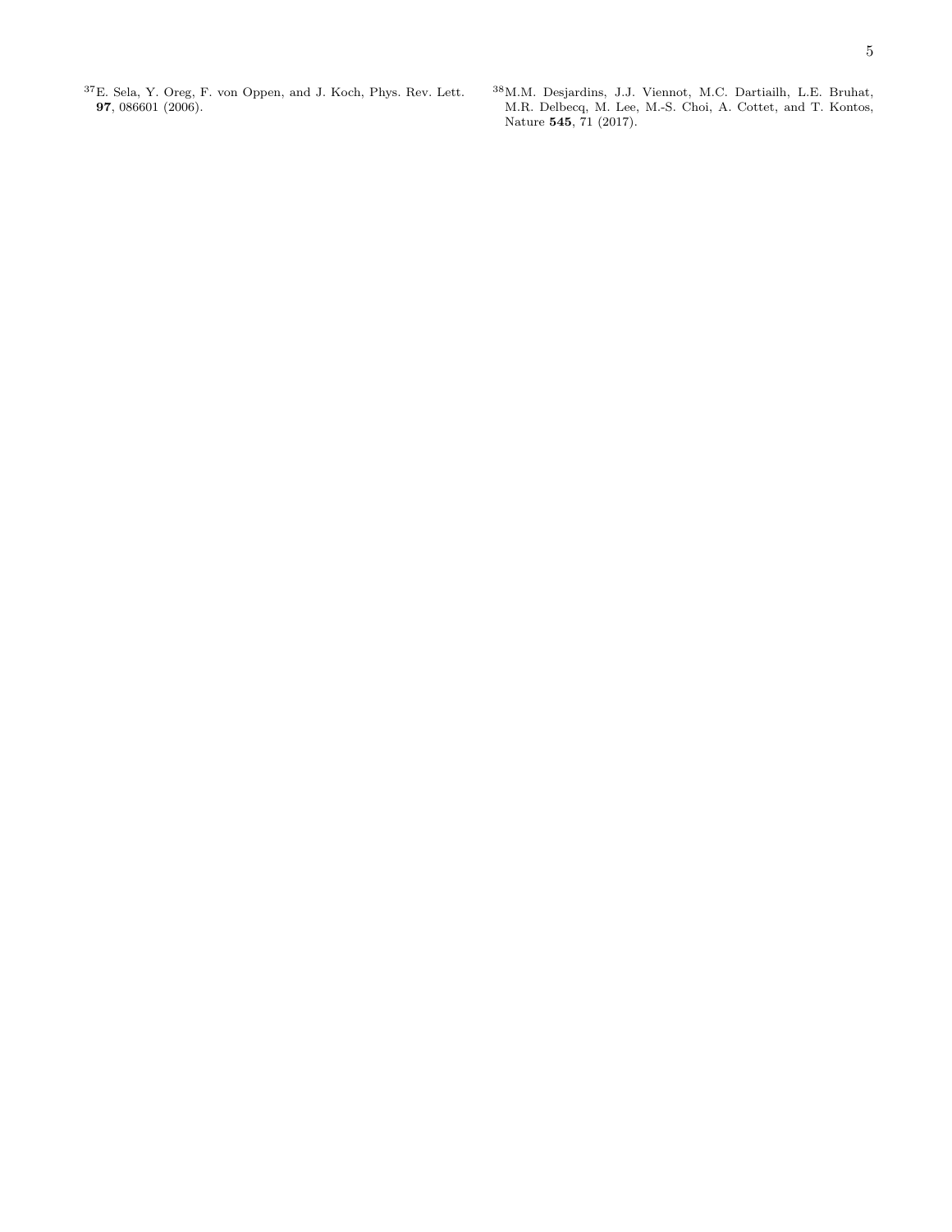[37] E. Sela, Y. Oreg, F. von Oppen, and J. Koch, Phys. Rev. Lett. **97**, 086601 (2006).

[38] M.M. Desjardins, J.J. Viennot, M.C. Dartiailh, L.E. Bruhat, M.R. Delbecq, M. Lee, M.-S. Choi, A. Cottet, and T. Kontos, Nature **545**, 71 (2017).